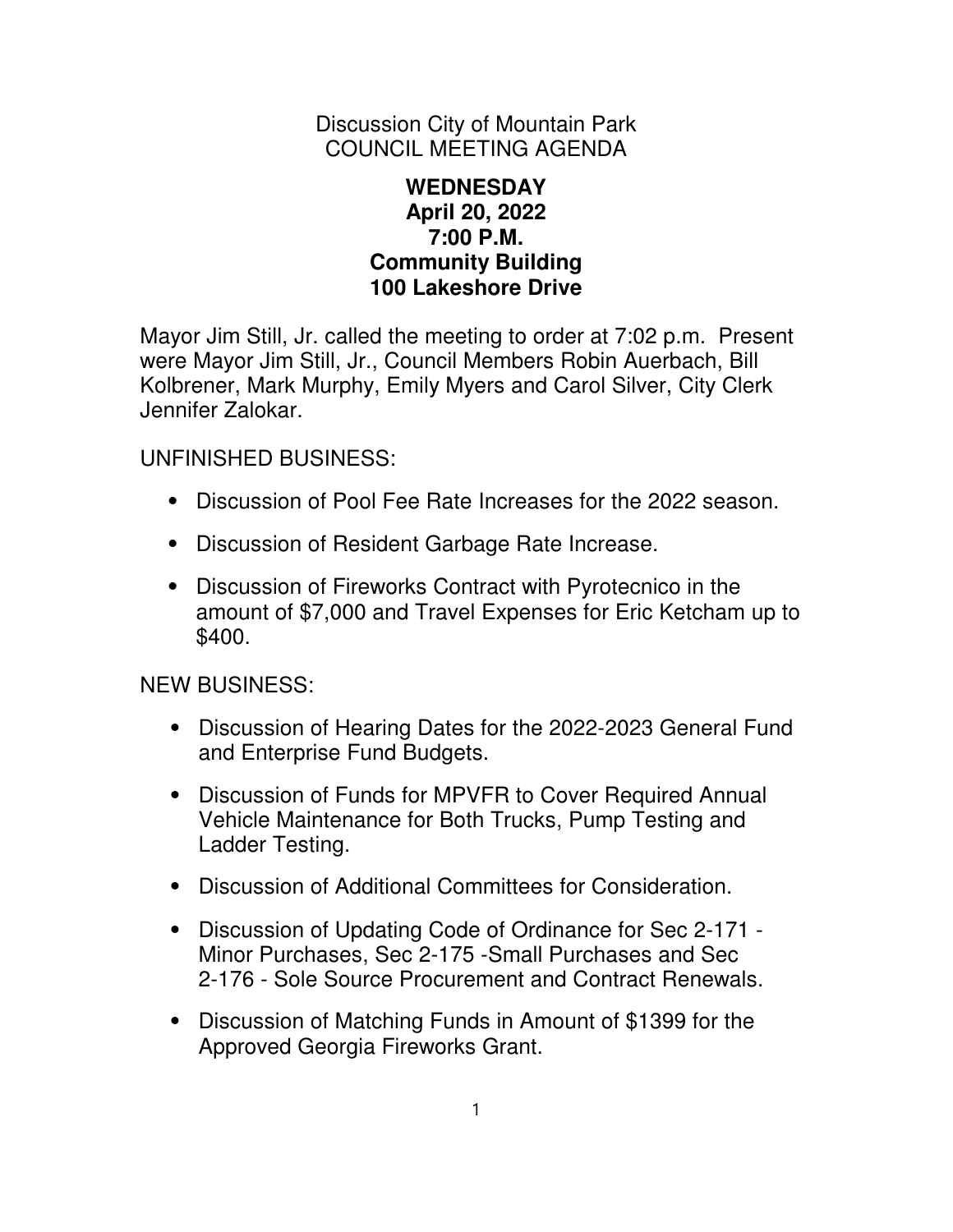Discussion City of Mountain Park
COUNCIL MEETING AGENDA

**WEDNESDAY**
**April 20, 2022**
**7:00 P.M.**
**Community Building**
**100 Lakeshore Drive**

Mayor Jim Still, Jr. called the meeting to order at 7:02 p.m. Present were Mayor Jim Still, Jr., Council Members Robin Auerbach, Bill Kolbrener, Mark Murphy, Emily Myers and Carol Silver, City Clerk Jennifer Zalokar.

UNFINISHED BUSINESS:

- Discussion of Pool Fee Rate Increases for the 2022 season.
- Discussion of Resident Garbage Rate Increase.
- Discussion of Fireworks Contract with Pyrotecnico in the amount of $7,000 and Travel Expenses for Eric Ketcham up to $400.

NEW BUSINESS:

- Discussion of Hearing Dates for the 2022-2023 General Fund and Enterprise Fund Budgets.
- Discussion of Funds for MPVFR to Cover Required Annual Vehicle Maintenance for Both Trucks, Pump Testing and Ladder Testing.
- Discussion of Additional Committees for Consideration.
- Discussion of Updating Code of Ordinance for Sec 2-171 - Minor Purchases, Sec 2-175 -Small Purchases and Sec 2-176 - Sole Source Procurement and Contract Renewals.
- Discussion of Matching Funds in Amount of $1399 for the Approved Georgia Fireworks Grant.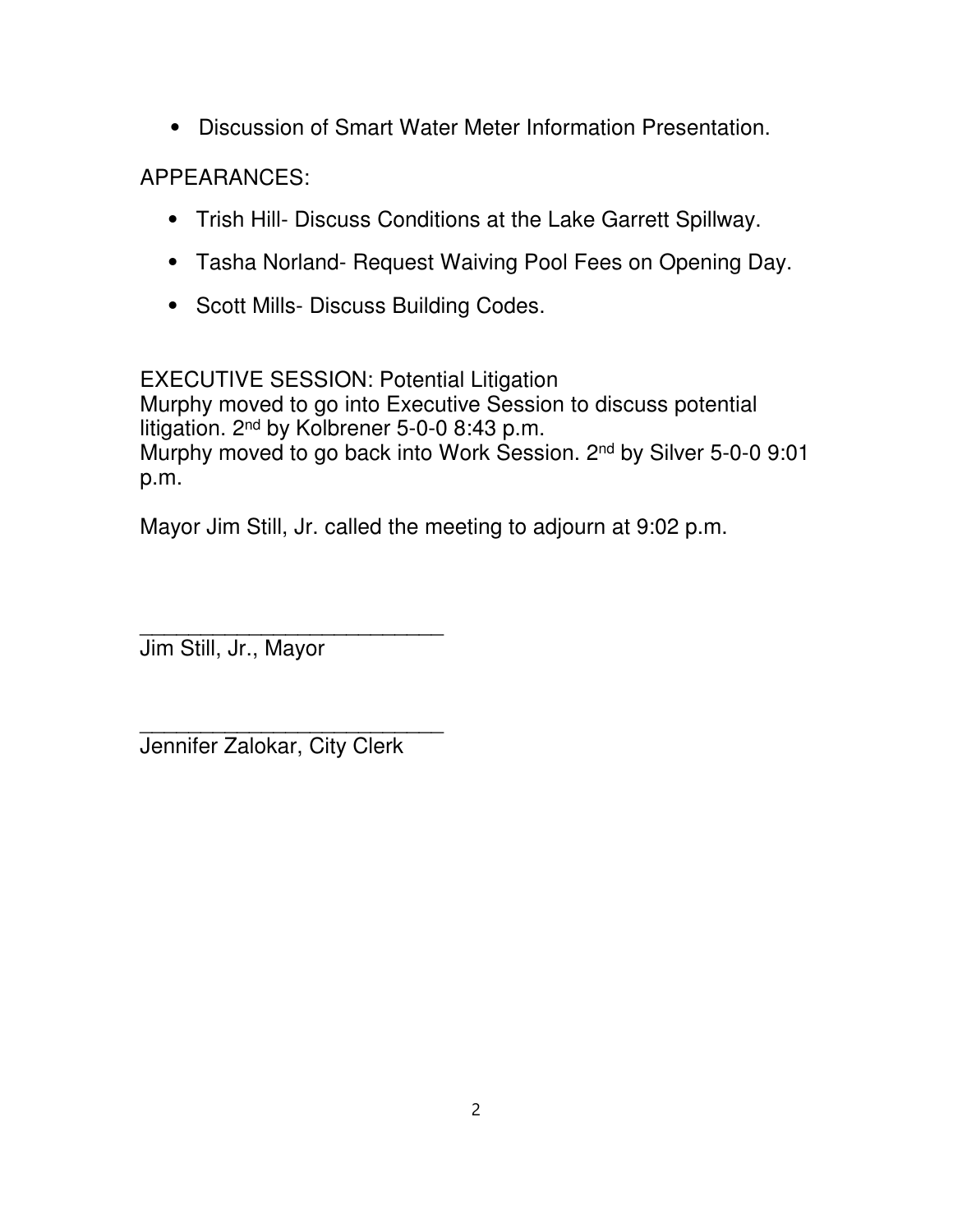- Discussion of Smart Water Meter Information Presentation.

APPEARANCES:

- Trish Hill- Discuss Conditions at the Lake Garrett Spillway.
- Tasha Norland- Request Waiving Pool Fees on Opening Day.
- Scott Mills- Discuss Building Codes.

EXECUTIVE SESSION: Potential Litigation
Murphy moved to go into Executive Session to discuss potential litigation. 2nd by Kolbrener 5-0-0 8:43 p.m.
Murphy moved to go back into Work Session. 2nd by Silver 5-0-0 9:01 p.m.

Mayor Jim Still, Jr. called the meeting to adjourn at 9:02 p.m.

___________________________
Jim Still, Jr., Mayor

___________________________
Jennifer Zalokar, City Clerk